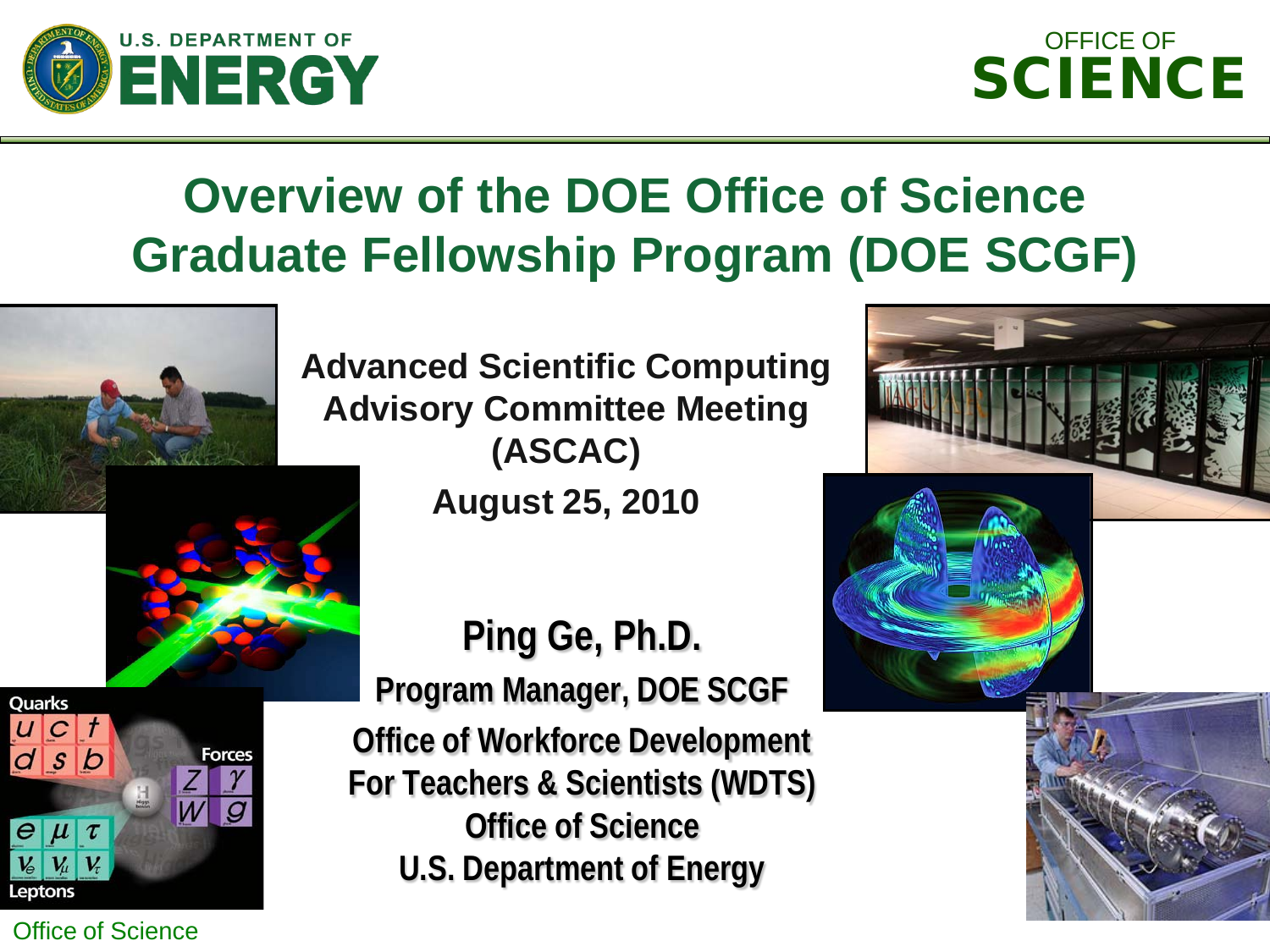# Overview of the DOE Office of Science Graduate Fellowship Program (DOE SCGF)

**Advanced Scientific Computing Advisory Committee Meeting (ASCAC)**

**August 25, 2010**

**Ping Ge, Ph.D.**

**Program Manager, DOE SCGF**

**Office of Workforce Development For Teachers & Scientists (WDTS)**

**Office of Science**

**U.S. Department of Energy**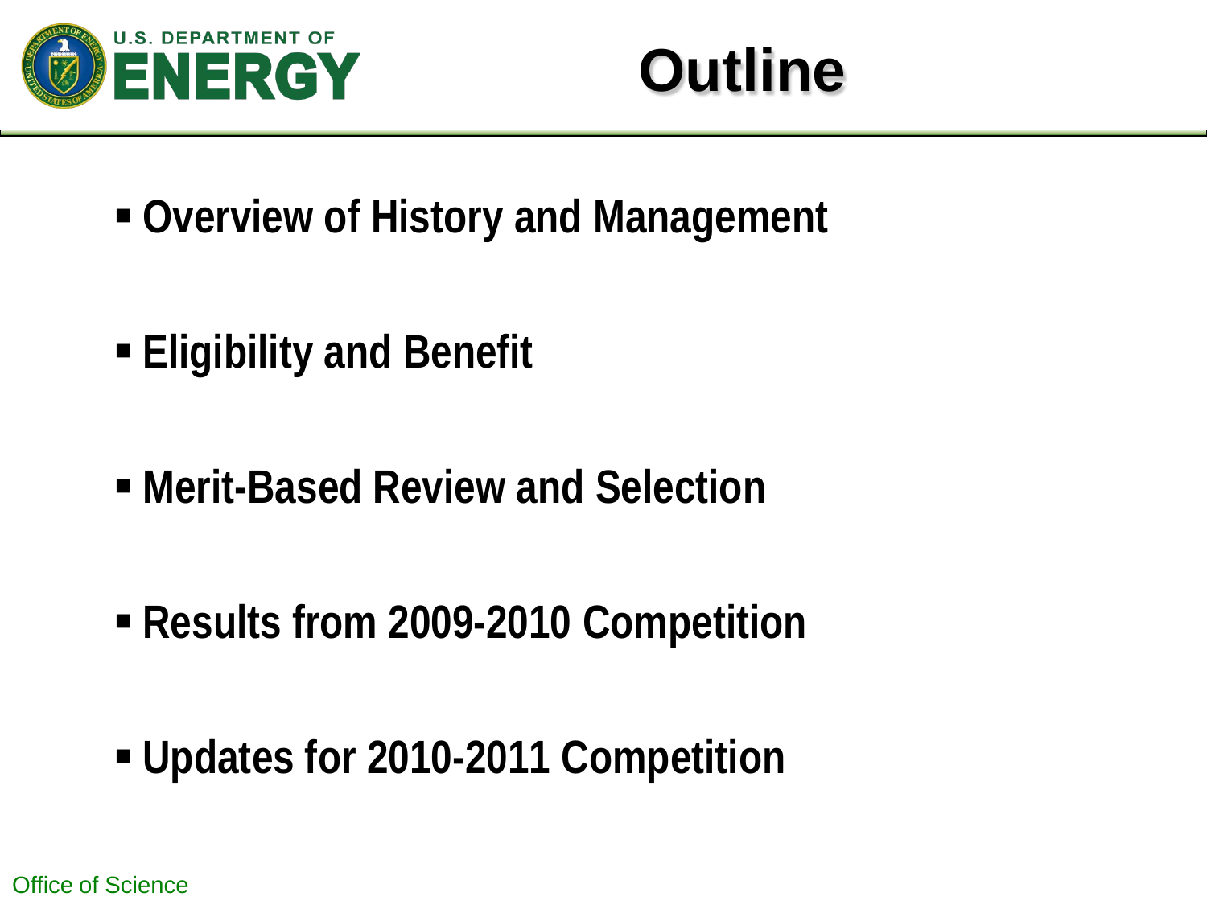# Outline

- **Overview of History and Management**
- **Eligibility and Benefit**
- **Merit-Based Review and Selection**
- **Results from 2009-2010 Competition**
- **Updates for 2010-2011 Competition**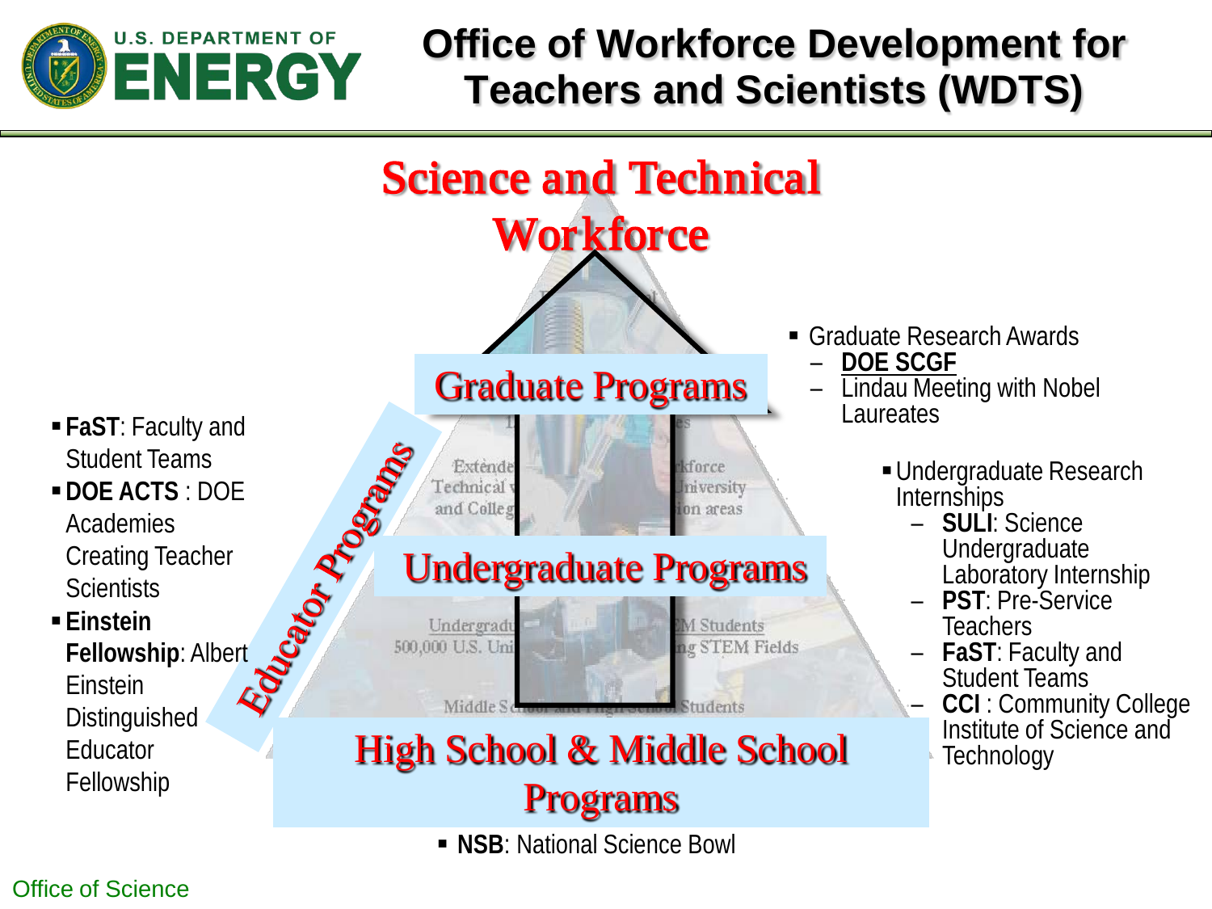# Office of Workforce Development for Teachers and Scientists (WDTS)

## Science and Technical Workforce

### Graduate Programs

- Graduate Research Awards
  - **DOE SCGF**
  - Lindau Meeting with Nobel Laureates

### Undergraduate Programs

- Undergraduate Research Internships
  - **SULI**: Science Undergraduate Laboratory Internship
  - **PST**: Pre-Service Teachers
  - **FaST**: Faculty and Student Teams
  - **CCI** : Community College Institute of Science and Technology

### High School & Middle School Programs

- **NSB**: National Science Bowl

### Educator Programs

- **FaST**: Faculty and Student Teams
- **DOE ACTS** : DOE Academies Creating Teacher Scientists
- **Einstein Fellowship**: Albert Einstein Distinguished Educator Fellowship

Office of Science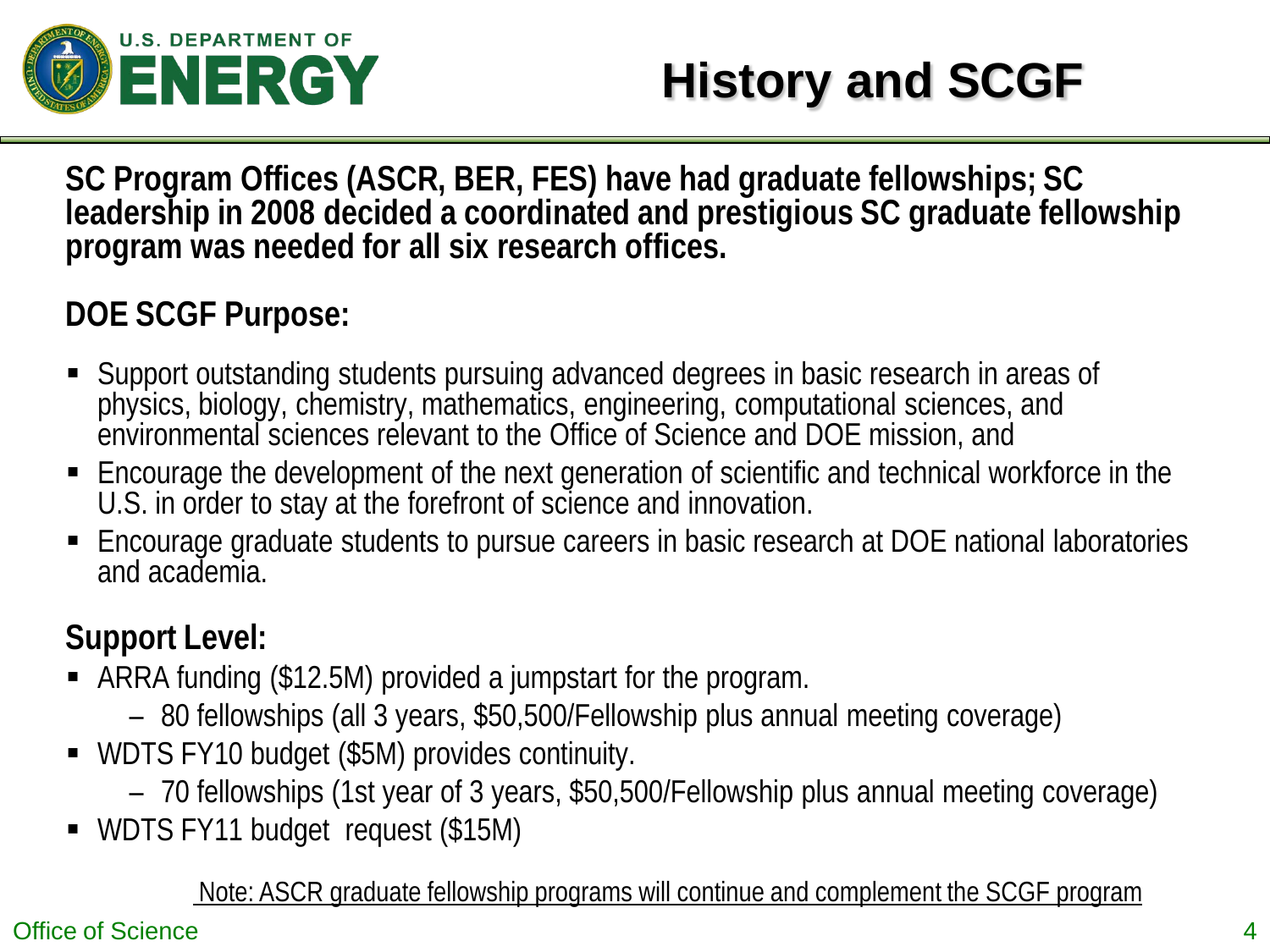# History and SCGF

**SC Program Offices (ASCR, BER, FES) have had graduate fellowships; SC leadership in 2008 decided a coordinated and prestigious SC graduate fellowship program was needed for all six research offices.**

## DOE SCGF Purpose:

- Support outstanding students pursuing advanced degrees in basic research in areas of physics, biology, chemistry, mathematics, engineering, computational sciences, and environmental sciences relevant to the Office of Science and DOE mission, and
- Encourage the development of the next generation of scientific and technical workforce in the U.S. in order to stay at the forefront of science and innovation.
- Encourage graduate students to pursue careers in basic research at DOE national laboratories and academia.

## Support Level:

- ARRA funding ($12.5M) provided a jumpstart for the program.
  - 80 fellowships (all 3 years, $50,500/Fellowship plus annual meeting coverage)
- WDTS FY10 budget ($5M) provides continuity.
  - 70 fellowships (1st year of 3 years, $50,500/Fellowship plus annual meeting coverage)
- WDTS FY11 budget request ($15M)

Note: ASCR graduate fellowship programs will continue and complement the SCGF program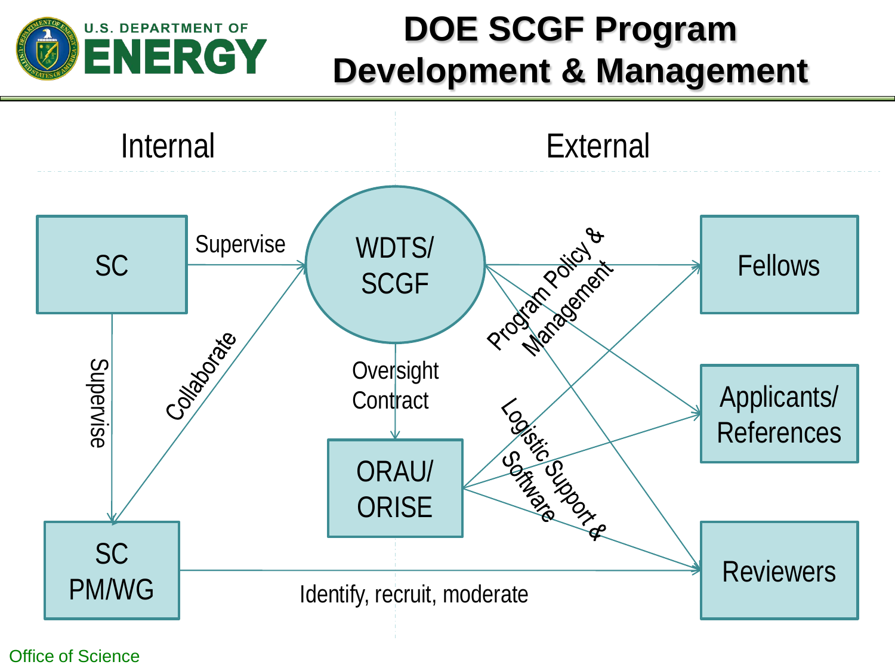# DOE SCGF Program Development & Management

Internal | External

- SC → WDTS/SCGF: Supervise
- SC → SC PM/WG: Supervise
- SC PM/WG ↔ WDTS/SCGF: Collaborate
- WDTS/SCGF → ORAU/ORISE: Oversight Contract
- WDTS/SCGF → Fellows, Applicants/References, Reviewers: Program Policy & Management
- ORAU/ORISE → Fellows, Applicants/References, Reviewers: Logistic Support & Software
- SC PM/WG → Reviewers: Identify, recruit, moderate

Office of Science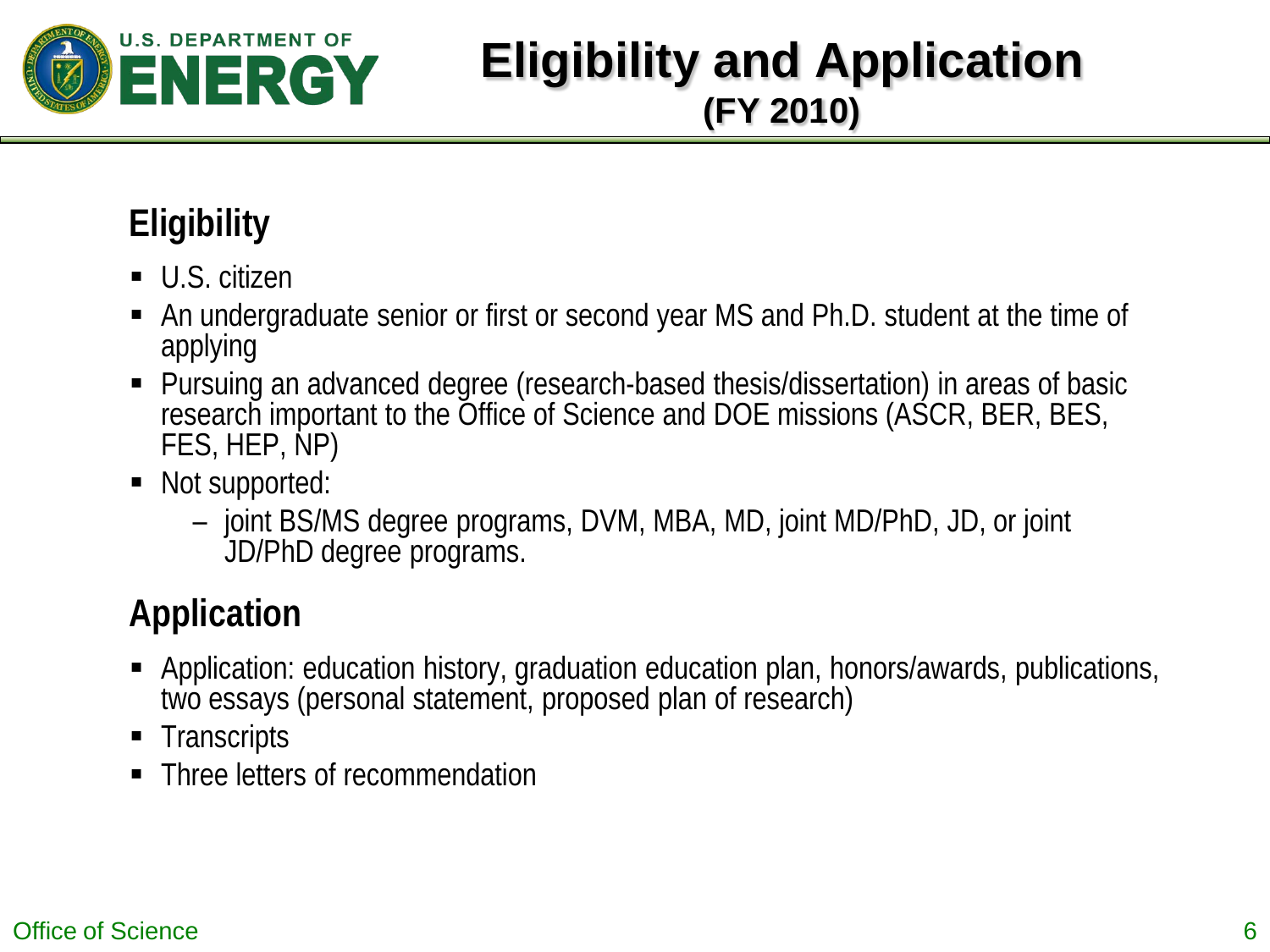# Eligibility and Application
## (FY 2010)

### Eligibility

- U.S. citizen
- An undergraduate senior or first or second year MS and Ph.D. student at the time of applying
- Pursuing an advanced degree (research-based thesis/dissertation) in areas of basic research important to the Office of Science and DOE missions (ASCR, BER, BES, FES, HEP, NP)
- Not supported:
  - joint BS/MS degree programs, DVM, MBA, MD, joint MD/PhD, JD, or joint JD/PhD degree programs.

### Application

- Application: education history, graduation education plan, honors/awards, publications, two essays (personal statement, proposed plan of research)
- Transcripts
- Three letters of recommendation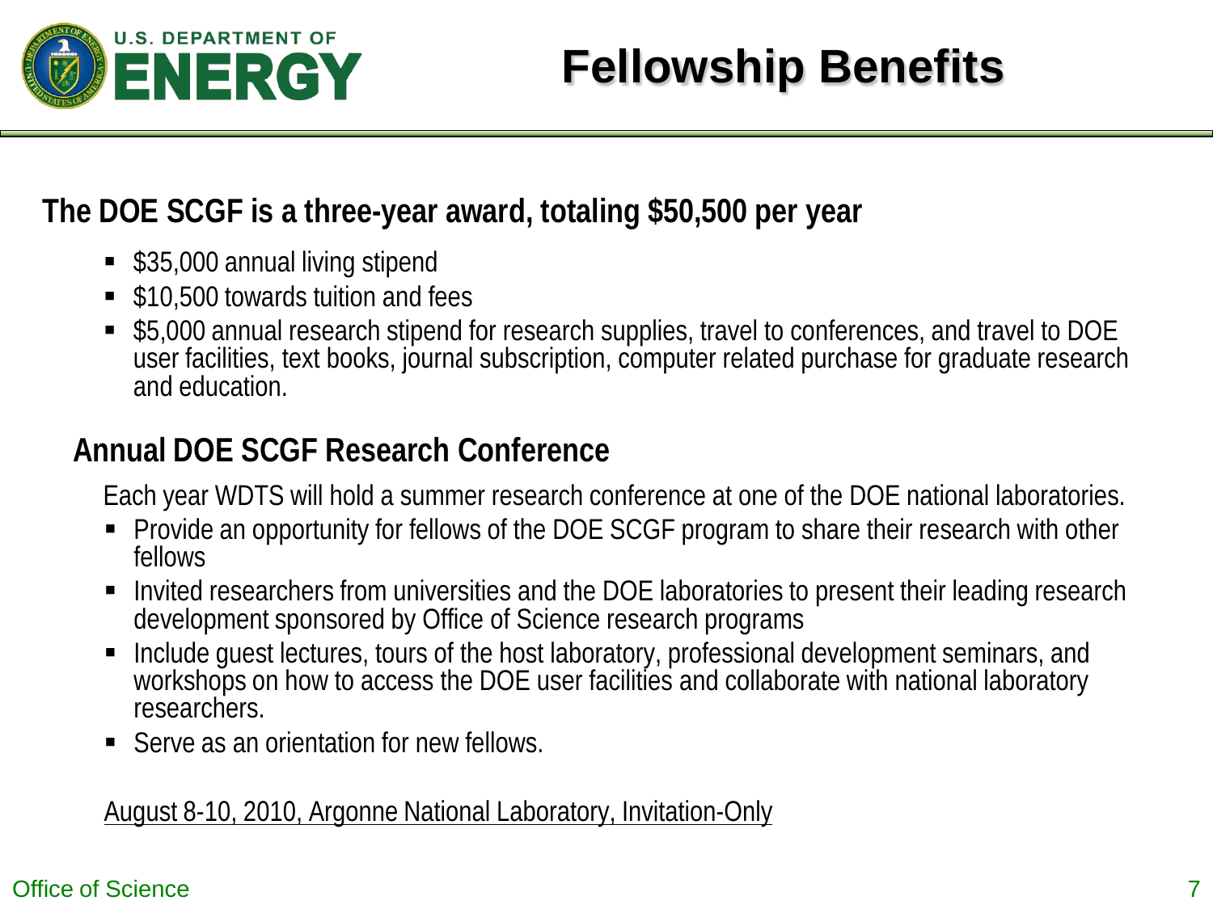# Fellowship Benefits

## The DOE SCGF is a three-year award, totaling $50,500 per year

- $35,000 annual living stipend
- $10,500 towards tuition and fees
- $5,000 annual research stipend for research supplies, travel to conferences, and travel to DOE user facilities, text books, journal subscription, computer related purchase for graduate research and education.

## Annual DOE SCGF Research Conference

Each year WDTS will hold a summer research conference at one of the DOE national laboratories.

- Provide an opportunity for fellows of the DOE SCGF program to share their research with other fellows
- Invited researchers from universities and the DOE laboratories to present their leading research development sponsored by Office of Science research programs
- Include guest lectures, tours of the host laboratory, professional development seminars, and workshops on how to access the DOE user facilities and collaborate with national laboratory researchers.
- Serve as an orientation for new fellows.

<u>August 8-10, 2010, Argonne National Laboratory, Invitation-Only</u>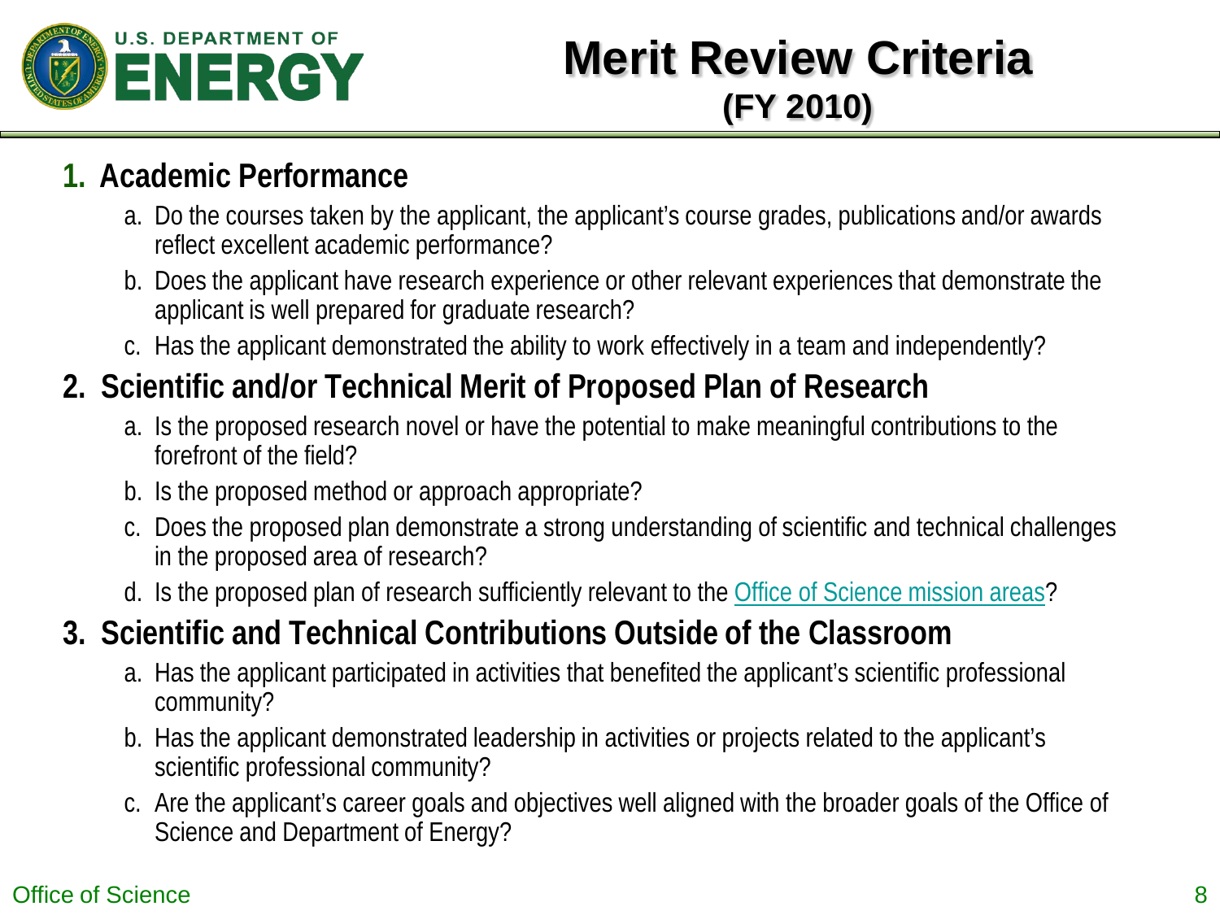# Merit Review Criteria

## (FY 2010)

1. **Academic Performance**
   a. Do the courses taken by the applicant, the applicant's course grades, publications and/or awards reflect excellent academic performance?
   b. Does the applicant have research experience or other relevant experiences that demonstrate the applicant is well prepared for graduate research?
   c. Has the applicant demonstrated the ability to work effectively in a team and independently?

2. **Scientific and/or Technical Merit of Proposed Plan of Research**
   a. Is the proposed research novel or have the potential to make meaningful contributions to the forefront of the field?
   b. Is the proposed method or approach appropriate?
   c. Does the proposed plan demonstrate a strong understanding of scientific and technical challenges in the proposed area of research?
   d. Is the proposed plan of research sufficiently relevant to the Office of Science mission areas?

3. **Scientific and Technical Contributions Outside of the Classroom**
   a. Has the applicant participated in activities that benefited the applicant's scientific professional community?
   b. Has the applicant demonstrated leadership in activities or projects related to the applicant's scientific professional community?
   c. Are the applicant's career goals and objectives well aligned with the broader goals of the Office of Science and Department of Energy?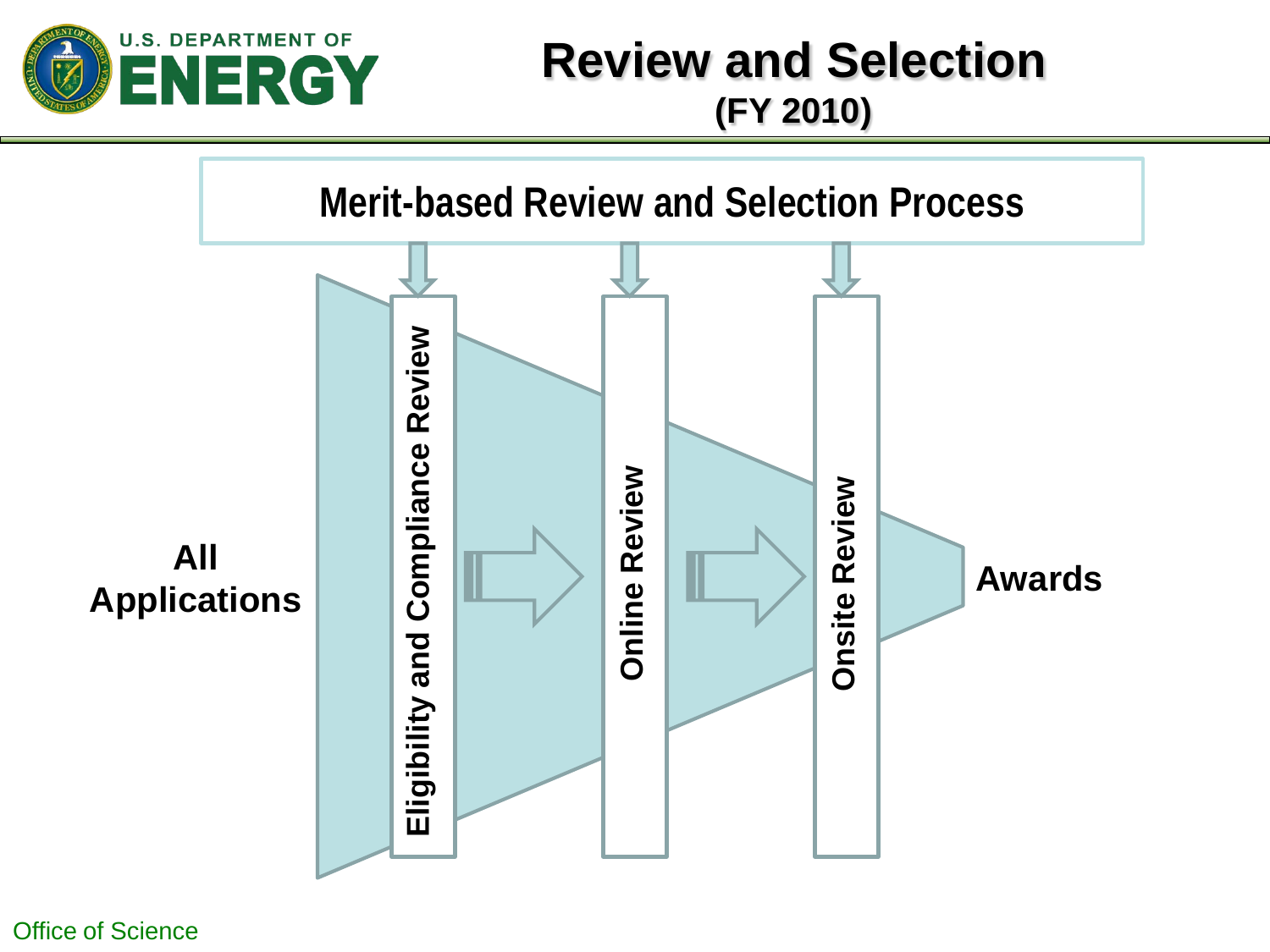# Review and Selection

**(FY 2010)**

**Merit-based Review and Selection Process**

**All Applications**

**Eligibility and Compliance Review**

**Online Review**

**Onsite Review**

**Awards**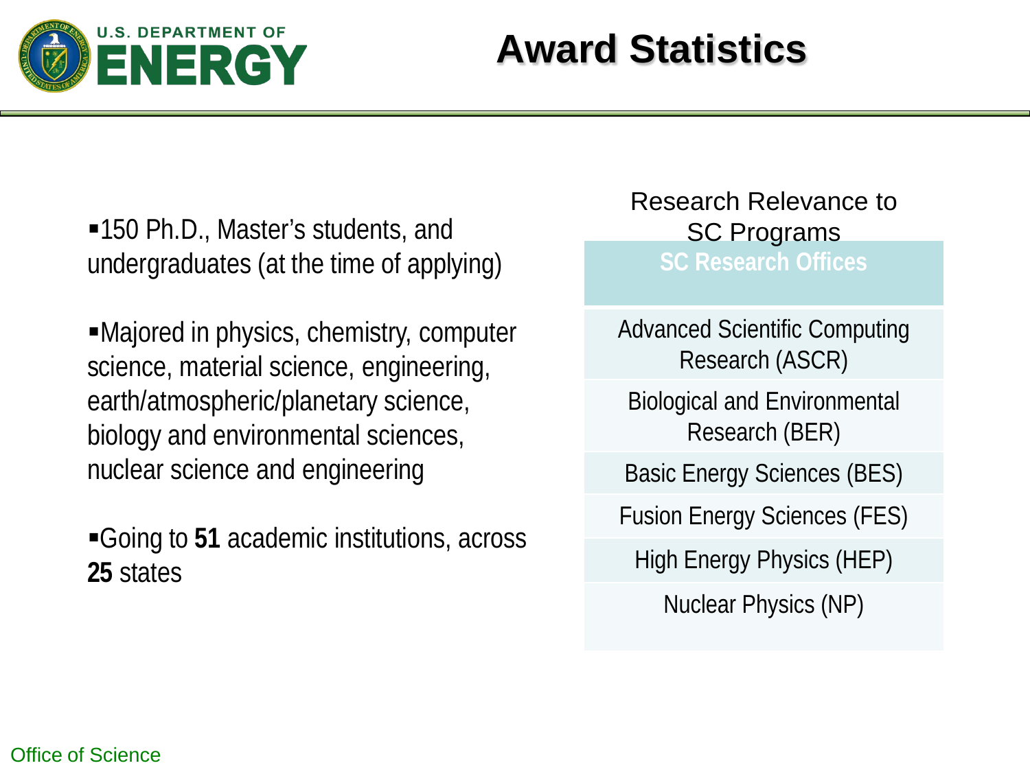# Award Statistics

- 150 Ph.D., Master's students, and undergraduates (at the time of applying)
- Majored in physics, chemistry, computer science, material science, engineering, earth/atmospheric/planetary science, biology and environmental sciences, nuclear science and engineering
- Going to **51** academic institutions, across **25** states

Research Relevance to SC Programs

| SC Research Offices |
|---|
| Advanced Scientific Computing Research (ASCR) |
| Biological and Environmental Research (BER) |
| Basic Energy Sciences (BES) |
| Fusion Energy Sciences (FES) |
| High Energy Physics (HEP) |
| Nuclear Physics (NP) |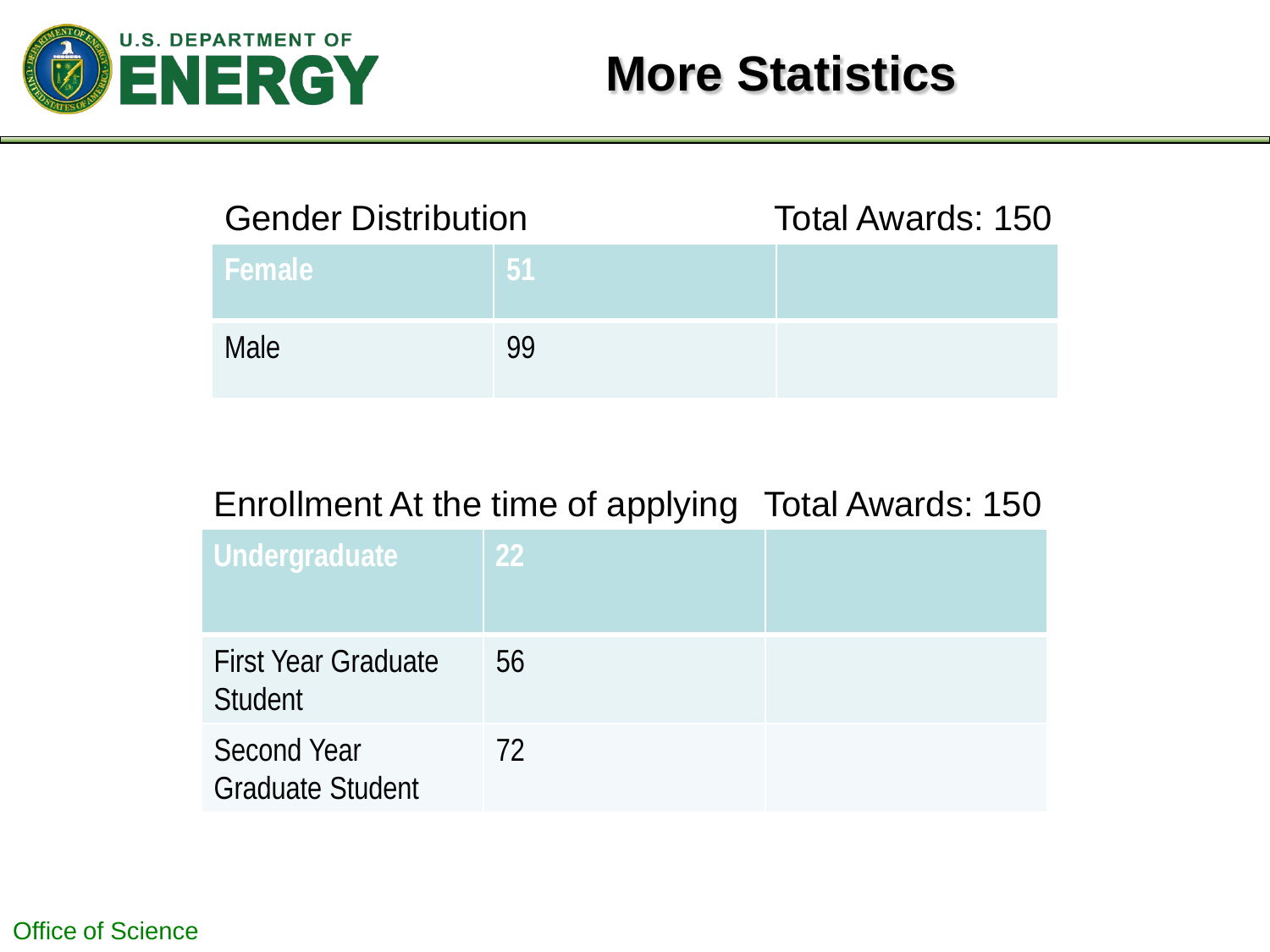# More Statistics

Gender Distribution — Total Awards: 150

| Female | 51 | |
|---|---|---|
| Male | 99 | |

Enrollment At the time of applying — Total Awards: 150

| Undergraduate | 22 | |
|---|---|---|
| First Year Graduate Student | 56 | |
| Second Year Graduate Student | 72 | |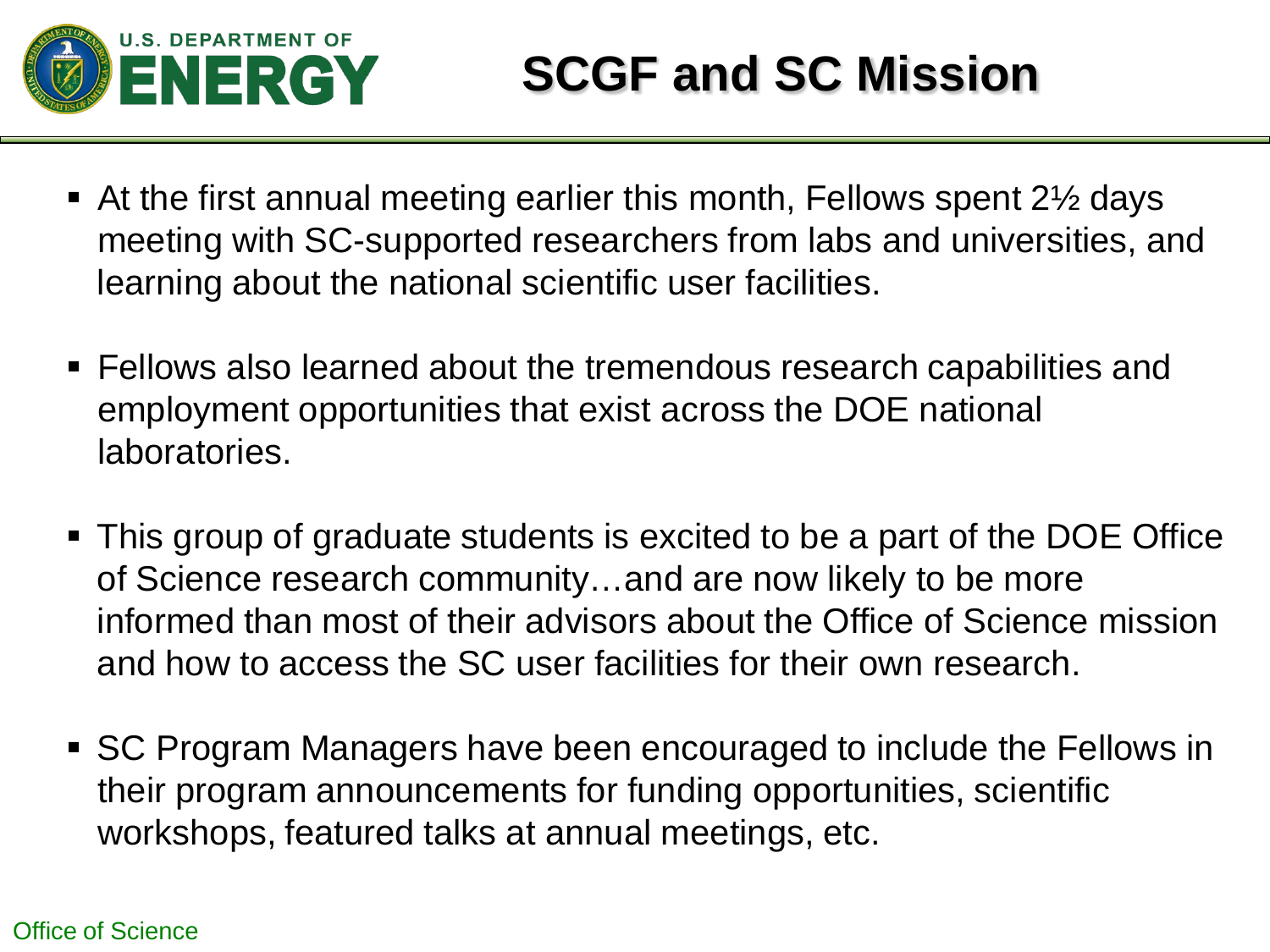# SCGF and SC Mission

- At the first annual meeting earlier this month, Fellows spent 2½ days meeting with SC-supported researchers from labs and universities, and learning about the national scientific user facilities.

- Fellows also learned about the tremendous research capabilities and employment opportunities that exist across the DOE national laboratories.

- This group of graduate students is excited to be a part of the DOE Office of Science research community…and are now likely to be more informed than most of their advisors about the Office of Science mission and how to access the SC user facilities for their own research.

- SC Program Managers have been encouraged to include the Fellows in their program announcements for funding opportunities, scientific workshops, featured talks at annual meetings, etc.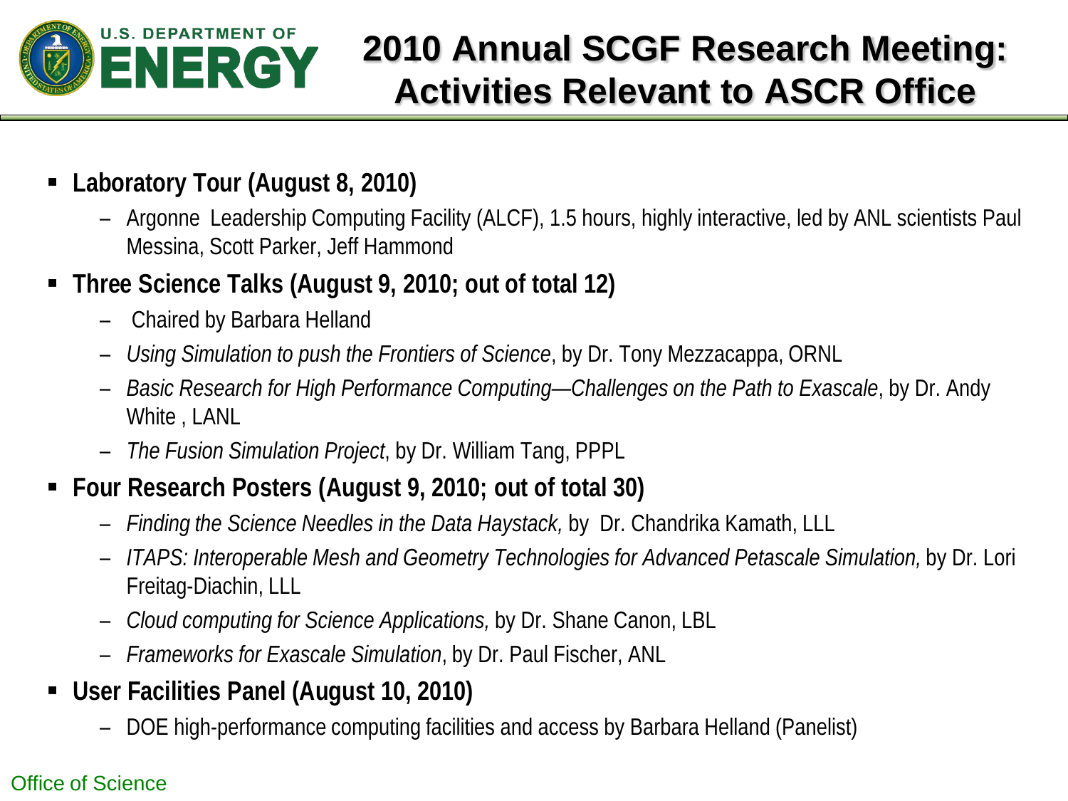# 2010 Annual SCGF Research Meeting: Activities Relevant to ASCR Office

- **Laboratory Tour (August 8, 2010)**
  - Argonne Leadership Computing Facility (ALCF), 1.5 hours, highly interactive, led by ANL scientists Paul Messina, Scott Parker, Jeff Hammond
- **Three Science Talks (August 9, 2010; out of total 12)**
  - Chaired by Barbara Helland
  - *Using Simulation to push the Frontiers of Science*, by Dr. Tony Mezzacappa, ORNL
  - *Basic Research for High Performance Computing—Challenges on the Path to Exascale*, by Dr. Andy White , LANL
  - *The Fusion Simulation Project*, by Dr. William Tang, PPPL
- **Four Research Posters (August 9, 2010; out of total 30)**
  - *Finding the Science Needles in the Data Haystack,* by Dr. Chandrika Kamath, LLL
  - *ITAPS: Interoperable Mesh and Geometry Technologies for Advanced Petascale Simulation,* by Dr. Lori Freitag-Diachin, LLL
  - *Cloud computing for Science Applications,* by Dr. Shane Canon, LBL
  - *Frameworks for Exascale Simulation*, by Dr. Paul Fischer, ANL
- **User Facilities Panel (August 10, 2010)**
  - DOE high-performance computing facilities and access by Barbara Helland (Panelist)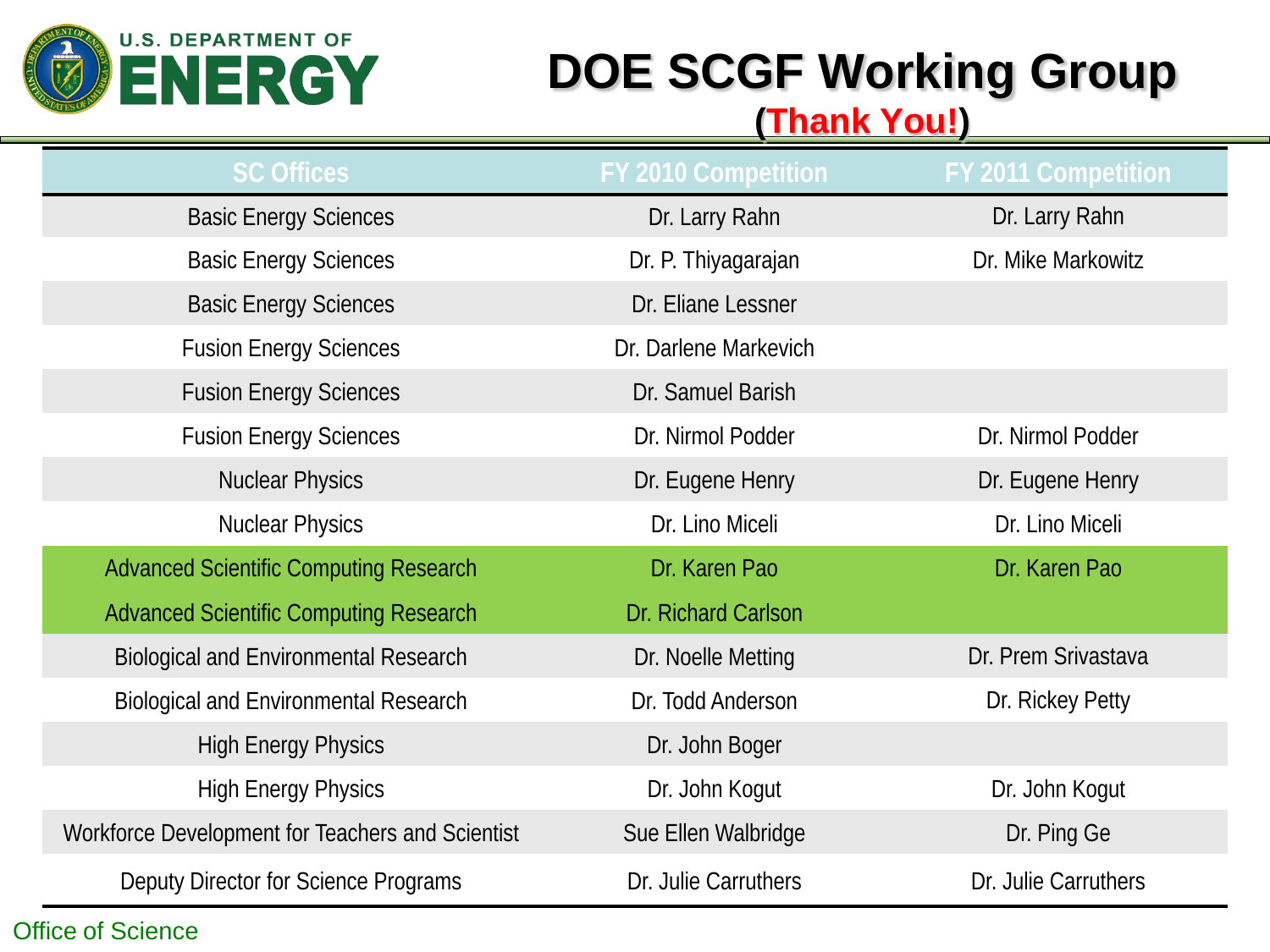# DOE SCGF Working Group

**(Thank You!)**

| SC Offices | FY 2010 Competition | FY 2011 Competition |
|---|---|---|
| Basic Energy Sciences | Dr. Larry Rahn | Dr. Larry Rahn |
| Basic Energy Sciences | Dr. P. Thiyagarajan | Dr. Mike Markowitz |
| Basic Energy Sciences | Dr. Eliane Lessner | |
| Fusion Energy Sciences | Dr. Darlene Markevich | |
| Fusion Energy Sciences | Dr. Samuel Barish | |
| Fusion Energy Sciences | Dr. Nirmol Podder | Dr. Nirmol Podder |
| Nuclear Physics | Dr. Eugene Henry | Dr. Eugene Henry |
| Nuclear Physics | Dr. Lino Miceli | Dr. Lino Miceli |
| Advanced Scientific Computing Research | Dr. Karen Pao | Dr. Karen Pao |
| Advanced Scientific Computing Research | Dr. Richard Carlson | |
| Biological and Environmental Research | Dr. Noelle Metting | Dr. Prem Srivastava |
| Biological and Environmental Research | Dr. Todd Anderson | Dr. Rickey Petty |
| High Energy Physics | Dr. John Boger | |
| High Energy Physics | Dr. John Kogut | Dr. John Kogut |
| Workforce Development for Teachers and Scientist | Sue Ellen Walbridge | Dr. Ping Ge |
| Deputy Director for Science Programs | Dr. Julie Carruthers | Dr. Julie Carruthers |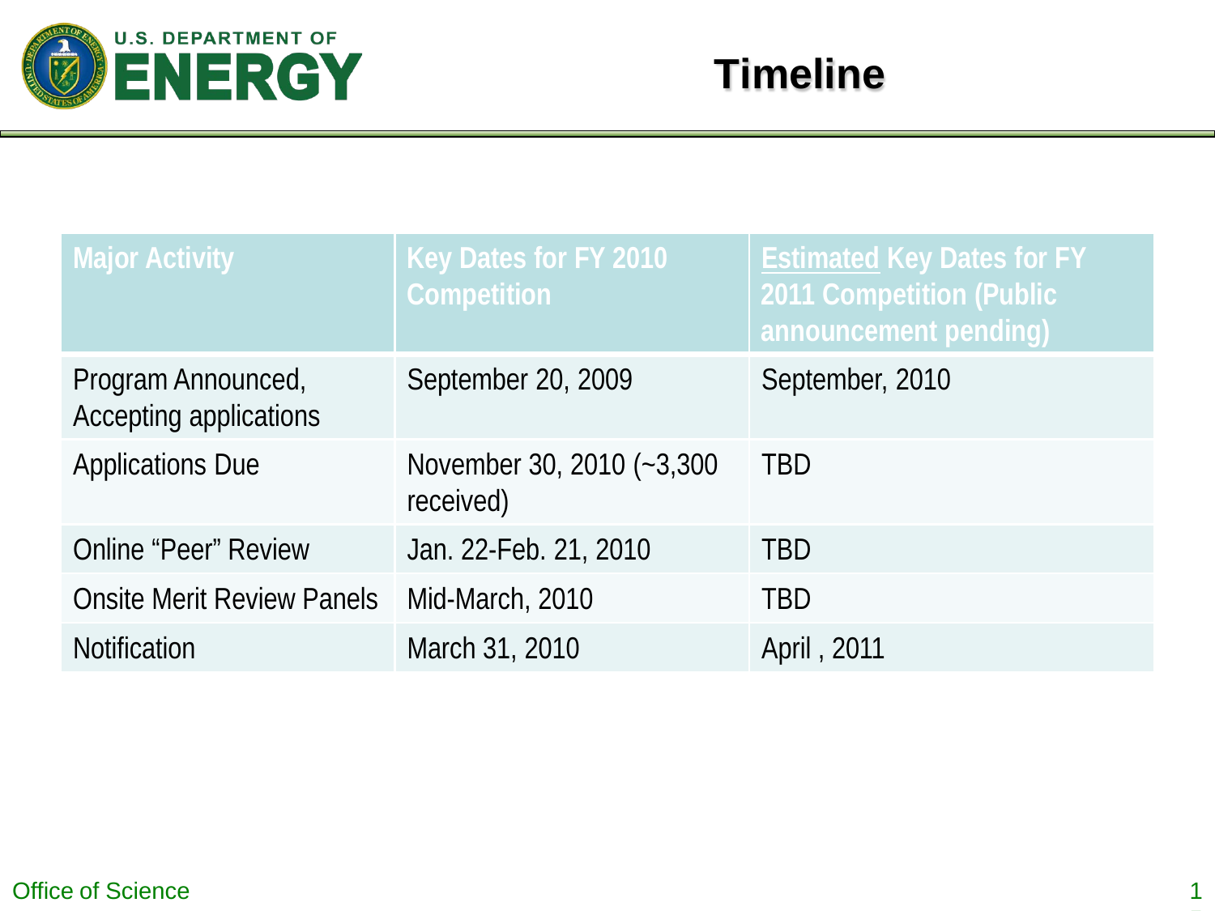# Timeline

| Major Activity | Key Dates for FY 2010 Competition | Estimated Key Dates for FY 2011 Competition (Public announcement pending) |
|---|---|---|
| Program Announced, Accepting applications | September 20, 2009 | September, 2010 |
| Applications Due | November 30, 2010 (~3,300 received) | TBD |
| Online "Peer" Review | Jan. 22-Feb. 21, 2010 | TBD |
| Onsite Merit Review Panels | Mid-March, 2010 | TBD |
| Notification | March 31, 2010 | April , 2011 |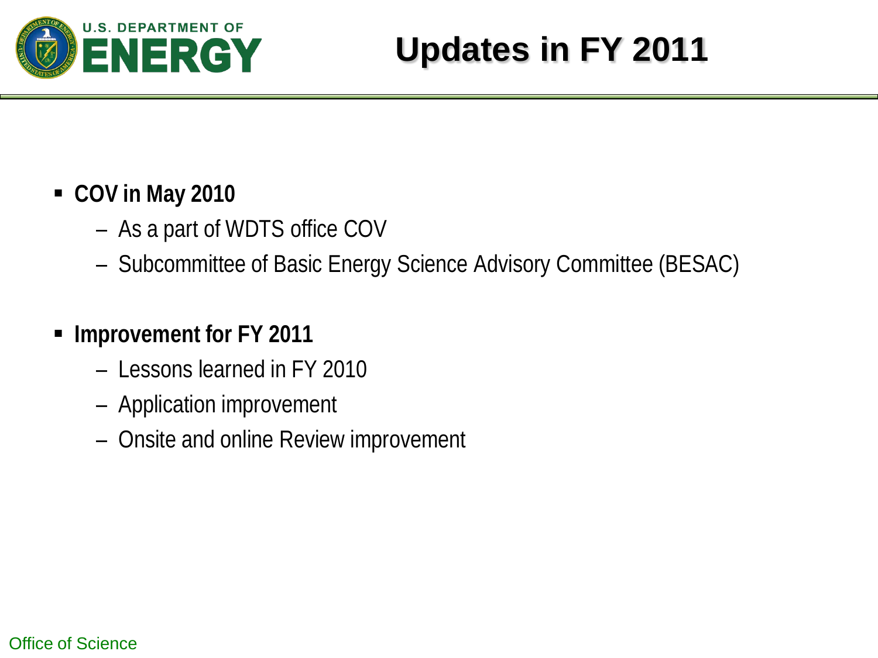# Updates in FY 2011

- **COV in May 2010**
  - As a part of WDTS office COV
  - Subcommittee of Basic Energy Science Advisory Committee (BESAC)
- **Improvement for FY 2011**
  - Lessons learned in FY 2010
  - Application improvement
  - Onsite and online Review improvement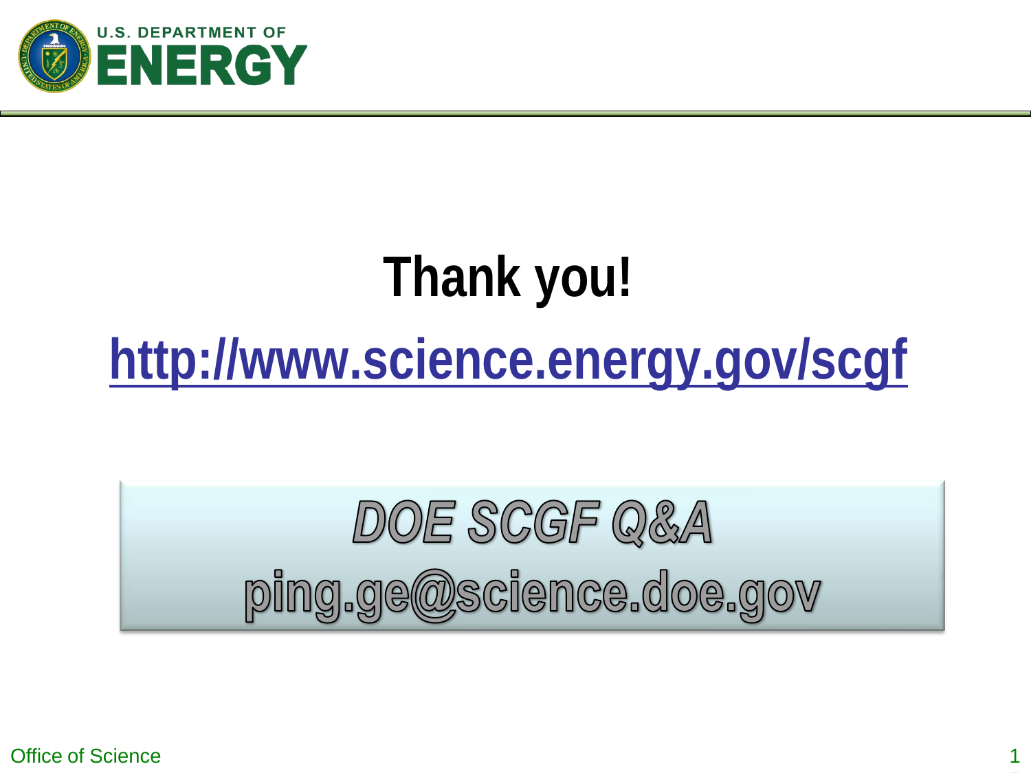# Thank you!

## http://www.science.energy.gov/scgf

***DOE SCGF Q&A***

**ping.ge@science.doe.gov**